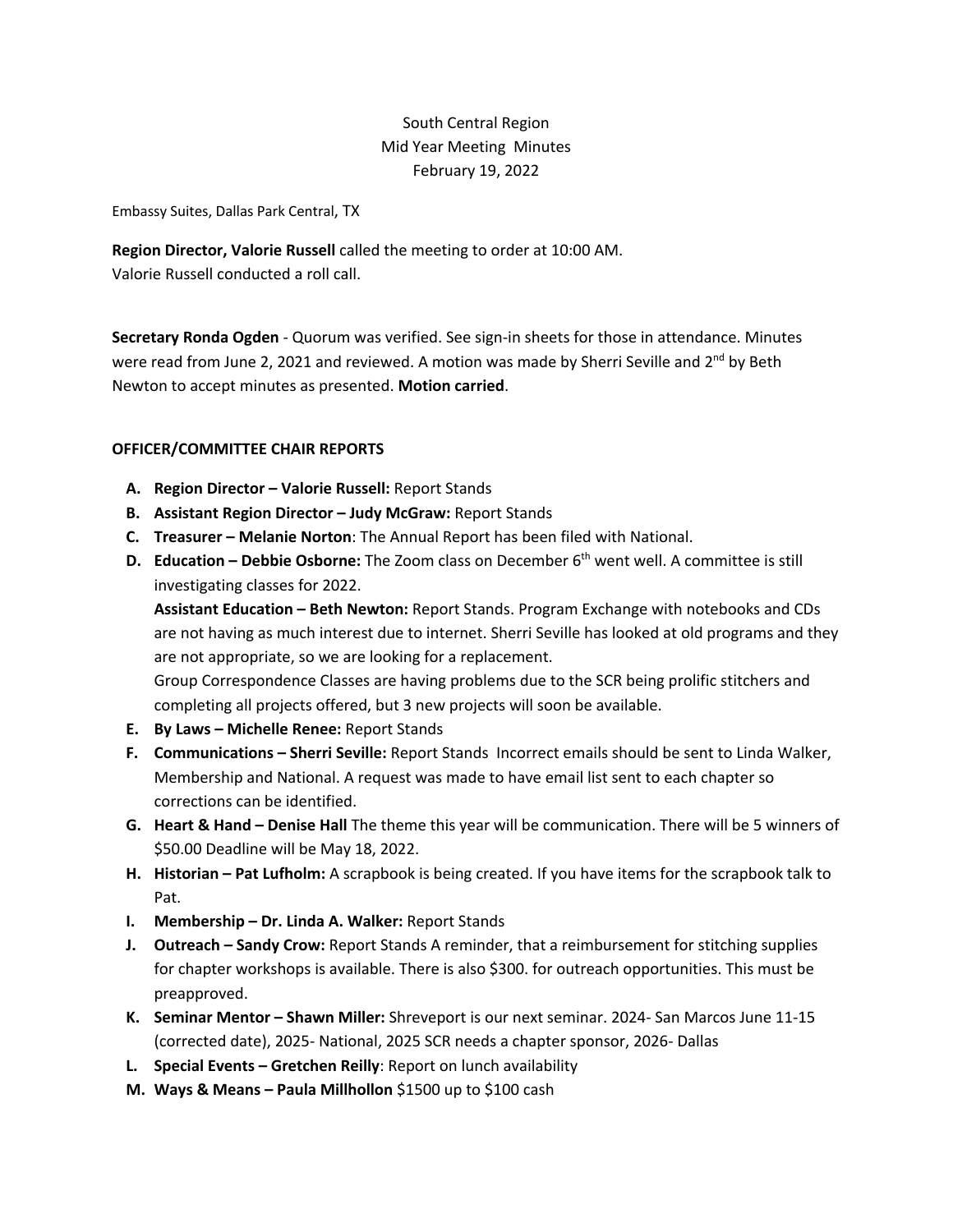South Central Region
Mid Year Meeting Minutes
February 19, 2022

Embassy Suites, Dallas Park Central, TX

**Region Director, Valorie Russell** called the meeting to order at 10:00 AM.
Valorie Russell conducted a roll call.

**Secretary Ronda Ogden** - Quorum was verified. See sign-in sheets for those in attendance. Minutes were read from June 2, 2021 and reviewed. A motion was made by Sherri Seville and 2nd by Beth Newton to accept minutes as presented. **Motion carried**.

**OFFICER/COMMITTEE CHAIR REPORTS**

A. **Region Director – Valorie Russell:** Report Stands
B. **Assistant Region Director – Judy McGraw:** Report Stands
C. **Treasurer – Melanie Norton**: The Annual Report has been filed with National.
D. **Education – Debbie Osborne:** The Zoom class on December 6th went well. A committee is still investigating classes for 2022.
   **Assistant Education – Beth Newton:** Report Stands. Program Exchange with notebooks and CDs are not having as much interest due to internet. Sherri Seville has looked at old programs and they are not appropriate, so we are looking for a replacement.
   Group Correspondence Classes are having problems due to the SCR being prolific stitchers and completing all projects offered, but 3 new projects will soon be available.
E. **By Laws – Michelle Renee:** Report Stands
F. **Communications – Sherri Seville:** Report Stands Incorrect emails should be sent to Linda Walker, Membership and National. A request was made to have email list sent to each chapter so corrections can be identified.
G. **Heart & Hand – Denise Hall** The theme this year will be communication. There will be 5 winners of $50.00 Deadline will be May 18, 2022.
H. **Historian – Pat Lufholm:** A scrapbook is being created. If you have items for the scrapbook talk to Pat.
I. **Membership – Dr. Linda A. Walker:** Report Stands
J. **Outreach – Sandy Crow:** Report Stands A reminder, that a reimbursement for stitching supplies for chapter workshops is available. There is also $300. for outreach opportunities. This must be preapproved.
K. **Seminar Mentor – Shawn Miller:** Shreveport is our next seminar. 2024- San Marcos June 11-15 (corrected date), 2025- National, 2025 SCR needs a chapter sponsor, 2026- Dallas
L. **Special Events – Gretchen Reilly**: Report on lunch availability
M. **Ways & Means – Paula Millhollon** $1500 up to $100 cash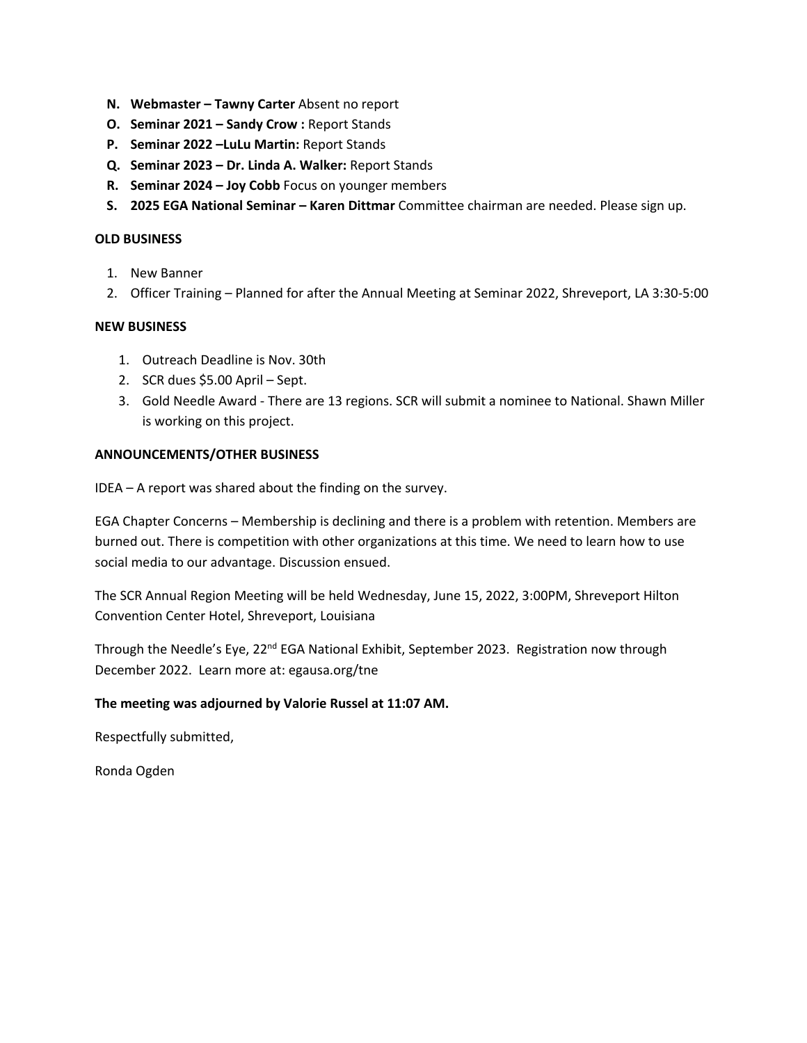N. **Webmaster – Tawny Carter** Absent no report
O. **Seminar 2021 – Sandy Crow :** Report Stands
P. **Seminar 2022 –LuLu Martin:** Report Stands
Q. **Seminar 2023 – Dr. Linda A. Walker:** Report Stands
R. **Seminar 2024 – Joy Cobb** Focus on younger members
S. **2025 EGA National Seminar – Karen Dittmar** Committee chairman are needed. Please sign up.

**OLD BUSINESS**

1. New Banner
2. Officer Training – Planned for after the Annual Meeting at Seminar 2022, Shreveport, LA 3:30-5:00

**NEW BUSINESS**

1. Outreach Deadline is Nov. 30th
2. SCR dues $5.00 April – Sept.
3. Gold Needle Award - There are 13 regions. SCR will submit a nominee to National. Shawn Miller is working on this project.

**ANNOUNCEMENTS/OTHER BUSINESS**

IDEA – A report was shared about the finding on the survey.

EGA Chapter Concerns – Membership is declining and there is a problem with retention. Members are burned out. There is competition with other organizations at this time. We need to learn how to use social media to our advantage. Discussion ensued.

The SCR Annual Region Meeting will be held Wednesday, June 15, 2022, 3:00PM, Shreveport Hilton Convention Center Hotel, Shreveport, Louisiana

Through the Needle's Eye, 22nd EGA National Exhibit, September 2023. Registration now through December 2022. Learn more at: egausa.org/tne

**The meeting was adjourned by Valorie Russel at 11:07 AM.**

Respectfully submitted,

Ronda Ogden